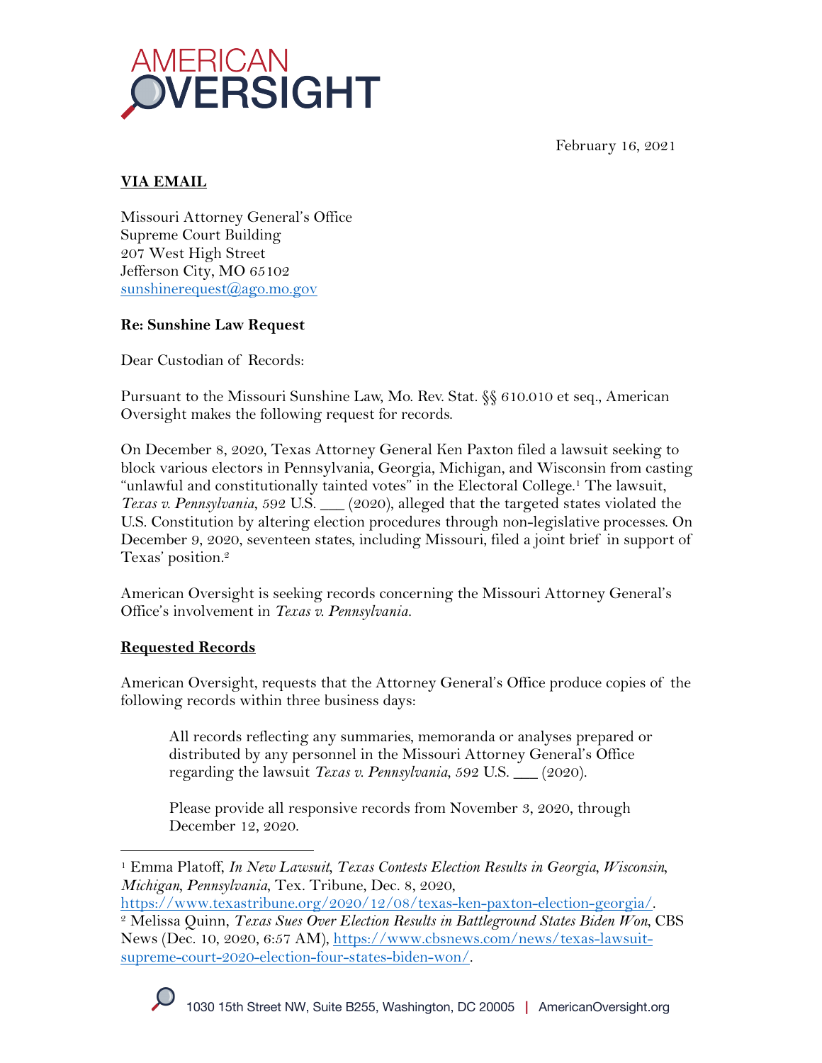AMERICAN OVERSIGHT

February 16, 2021

**VIA EMAIL**

Missouri Attorney General's Office
Supreme Court Building
207 West High Street
Jefferson City, MO 65102
sunshinerequest@ago.mo.gov

**Re: Sunshine Law Request**

Dear Custodian of Records:

Pursuant to the Missouri Sunshine Law, Mo. Rev. Stat. §§ 610.010 et seq., American Oversight makes the following request for records.

On December 8, 2020, Texas Attorney General Ken Paxton filed a lawsuit seeking to block various electors in Pennsylvania, Georgia, Michigan, and Wisconsin from casting "unlawful and constitutionally tainted votes" in the Electoral College.[1] The lawsuit, *Texas v. Pennsylvania*, 592 U.S. ___ (2020), alleged that the targeted states violated the U.S. Constitution by altering election procedures through non-legislative processes. On December 9, 2020, seventeen states, including Missouri, filed a joint brief in support of Texas' position.[2]

American Oversight is seeking records concerning the Missouri Attorney General's Office's involvement in *Texas v. Pennsylvania.*

**Requested Records**

American Oversight, requests that the Attorney General's Office produce copies of the following records within three business days:

> All records reflecting any summaries, memoranda or analyses prepared or distributed by any personnel in the Missouri Attorney General's Office regarding the lawsuit *Texas v. Pennsylvania*, 592 U.S. ___ (2020).
>
> Please provide all responsive records from November 3, 2020, through December 12, 2020.

---

[1] Emma Platoff, *In New Lawsuit, Texas Contests Election Results in Georgia, Wisconsin, Michigan, Pennsylvania*, Tex. Tribune, Dec. 8, 2020, https://www.texastribune.org/2020/12/08/texas-ken-paxton-election-georgia/.

[2] Melissa Quinn, *Texas Sues Over Election Results in Battleground States Biden Won*, CBS News (Dec. 10, 2020, 6:57 AM), https://www.cbsnews.com/news/texas-lawsuit-supreme-court-2020-election-four-states-biden-won/.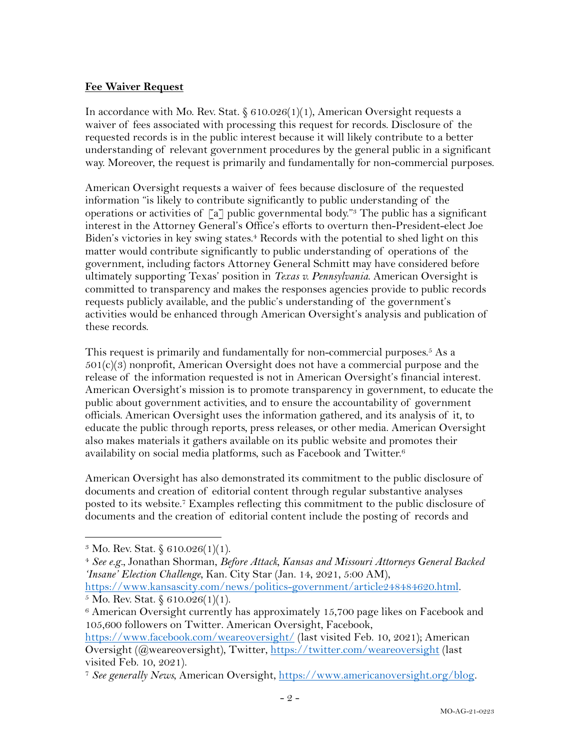**Fee Waiver Request**

In accordance with Mo. Rev. Stat. § 610.026(1)(1), American Oversight requests a waiver of fees associated with processing this request for records. Disclosure of the requested records is in the public interest because it will likely contribute to a better understanding of relevant government procedures by the general public in a significant way. Moreover, the request is primarily and fundamentally for non-commercial purposes.

American Oversight requests a waiver of fees because disclosure of the requested information "is likely to contribute significantly to public understanding of the operations or activities of [a] public governmental body."[3] The public has a significant interest in the Attorney General's Office's efforts to overturn then-President-elect Joe Biden's victories in key swing states.[4] Records with the potential to shed light on this matter would contribute significantly to public understanding of operations of the government, including factors Attorney General Schmitt may have considered before ultimately supporting Texas' position in *Texas v. Pennsylvania*. American Oversight is committed to transparency and makes the responses agencies provide to public records requests publicly available, and the public's understanding of the government's activities would be enhanced through American Oversight's analysis and publication of these records.

This request is primarily and fundamentally for non-commercial purposes.[5] As a 501(c)(3) nonprofit, American Oversight does not have a commercial purpose and the release of the information requested is not in American Oversight's financial interest. American Oversight's mission is to promote transparency in government, to educate the public about government activities, and to ensure the accountability of government officials. American Oversight uses the information gathered, and its analysis of it, to educate the public through reports, press releases, or other media. American Oversight also makes materials it gathers available on its public website and promotes their availability on social media platforms, such as Facebook and Twitter.[6]

American Oversight has also demonstrated its commitment to the public disclosure of documents and creation of editorial content through regular substantive analyses posted to its website.[7] Examples reflecting this commitment to the public disclosure of documents and the creation of editorial content include the posting of records and

---

[3] Mo. Rev. Stat. § 610.026(1)(1).

[4] *See e.g.*, Jonathan Shorman, *Before Attack, Kansas and Missouri Attorneys General Backed 'Insane' Election Challenge*, Kan. City Star (Jan. 14, 2021, 5:00 AM), https://www.kansascity.com/news/politics-government/article248484620.html.

[5] Mo. Rev. Stat. § 610.026(1)(1).

[6] American Oversight currently has approximately 15,700 page likes on Facebook and 105,600 followers on Twitter. American Oversight, Facebook, https://www.facebook.com/weareoversight/ (last visited Feb. 10, 2021); American Oversight (@weareoversight), Twitter, https://twitter.com/weareoversight (last visited Feb. 10, 2021).

[7] *See generally News*, American Oversight, https://www.americanoversight.org/blog.

MO-AG-21-0223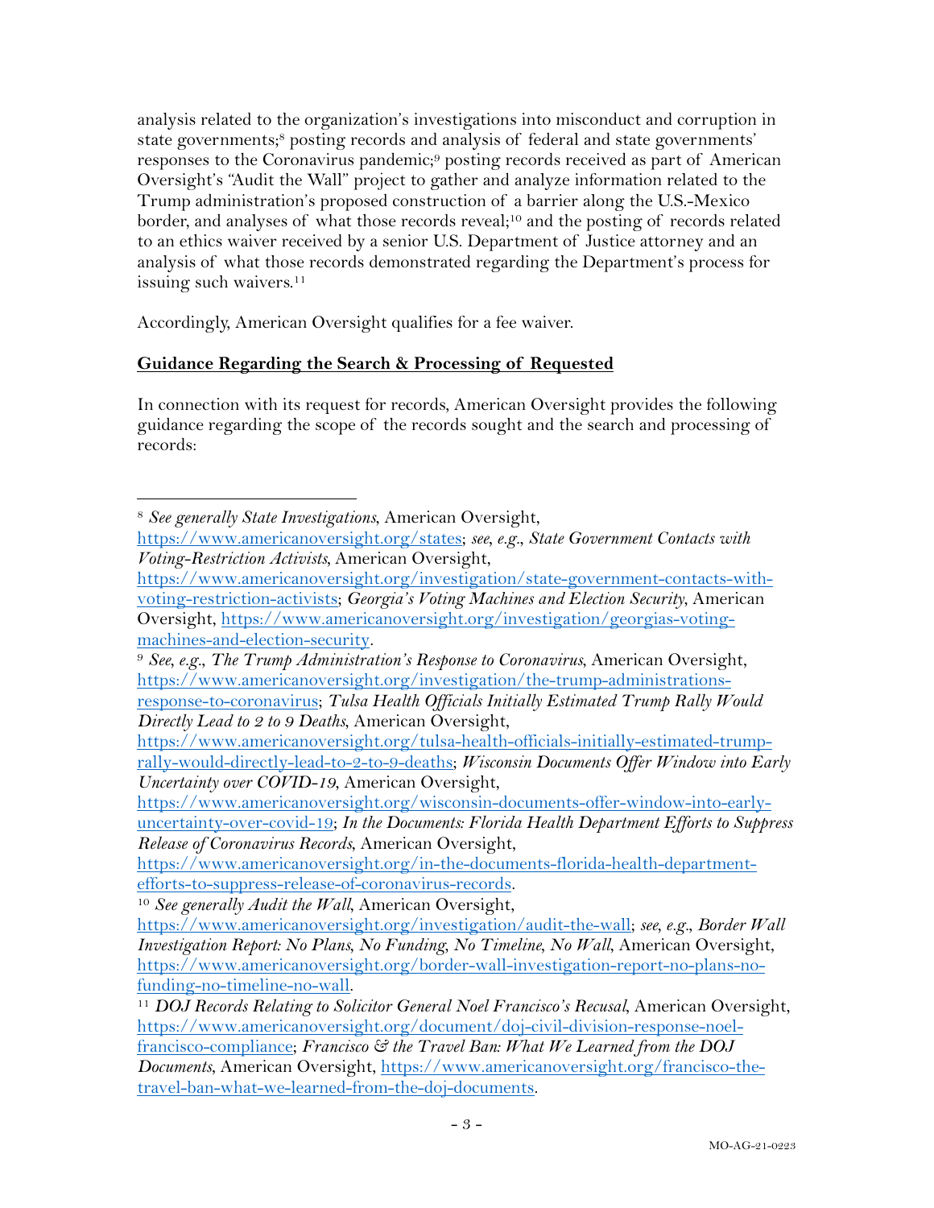analysis related to the organization's investigations into misconduct and corruption in state governments;[8] posting records and analysis of federal and state governments' responses to the Coronavirus pandemic;[9] posting records received as part of American Oversight's "Audit the Wall" project to gather and analyze information related to the Trump administration's proposed construction of a barrier along the U.S.-Mexico border, and analyses of what those records reveal;[10] and the posting of records related to an ethics waiver received by a senior U.S. Department of Justice attorney and an analysis of what those records demonstrated regarding the Department's process for issuing such waivers.[11]

Accordingly, American Oversight qualifies for a fee waiver.

**<u>Guidance Regarding the Search & Processing of Requested</u>**

In connection with its request for records, American Oversight provides the following guidance regarding the scope of the records sought and the search and processing of records:

---

[8] *See generally State Investigations*, American Oversight, https://www.americanoversight.org/states; *see, e.g.*, *State Government Contacts with Voting-Restriction Activists*, American Oversight, https://www.americanoversight.org/investigation/state-government-contacts-with-voting-restriction-activists; *Georgia's Voting Machines and Election Security*, American Oversight, https://www.americanoversight.org/investigation/georgias-voting-machines-and-election-security.

[9] *See, e.g.*, *The Trump Administration's Response to Coronavirus*, American Oversight, https://www.americanoversight.org/investigation/the-trump-administrations-response-to-coronavirus; *Tulsa Health Officials Initially Estimated Trump Rally Would Directly Lead to 2 to 9 Deaths*, American Oversight, https://www.americanoversight.org/tulsa-health-officials-initially-estimated-trump-rally-would-directly-lead-to-2-to-9-deaths; *Wisconsin Documents Offer Window into Early Uncertainty over COVID-19*, American Oversight, https://www.americanoversight.org/wisconsin-documents-offer-window-into-early-uncertainty-over-covid-19; *In the Documents: Florida Health Department Efforts to Suppress Release of Coronavirus Records*, American Oversight, https://www.americanoversight.org/in-the-documents-florida-health-department-efforts-to-suppress-release-of-coronavirus-records.

[10] *See generally Audit the Wall*, American Oversight, https://www.americanoversight.org/investigation/audit-the-wall; *see, e.g.*, *Border Wall Investigation Report: No Plans, No Funding, No Timeline, No Wall*, American Oversight, https://www.americanoversight.org/border-wall-investigation-report-no-plans-no-funding-no-timeline-no-wall.

[11] *DOJ Records Relating to Solicitor General Noel Francisco's Recusal*, American Oversight, https://www.americanoversight.org/document/doj-civil-division-response-noel-francisco-compliance; *Francisco & the Travel Ban: What We Learned from the DOJ Documents*, American Oversight, https://www.americanoversight.org/francisco-the-travel-ban-what-we-learned-from-the-doj-documents.

MO-AG-21-0223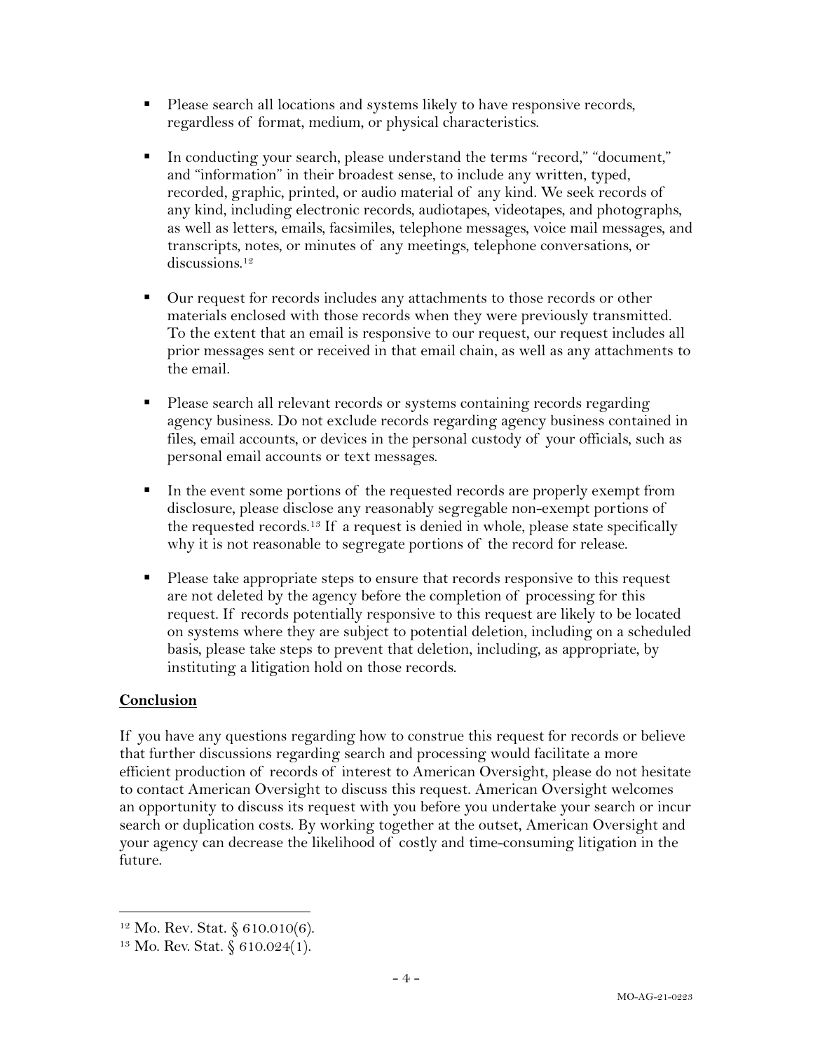- Please search all locations and systems likely to have responsive records, regardless of format, medium, or physical characteristics.

- In conducting your search, please understand the terms "record," "document," and "information" in their broadest sense, to include any written, typed, recorded, graphic, printed, or audio material of any kind. We seek records of any kind, including electronic records, audiotapes, videotapes, and photographs, as well as letters, emails, facsimiles, telephone messages, voice mail messages, and transcripts, notes, or minutes of any meetings, telephone conversations, or discussions.[12]

- Our request for records includes any attachments to those records or other materials enclosed with those records when they were previously transmitted. To the extent that an email is responsive to our request, our request includes all prior messages sent or received in that email chain, as well as any attachments to the email.

- Please search all relevant records or systems containing records regarding agency business. Do not exclude records regarding agency business contained in files, email accounts, or devices in the personal custody of your officials, such as personal email accounts or text messages.

- In the event some portions of the requested records are properly exempt from disclosure, please disclose any reasonably segregable non-exempt portions of the requested records.[13] If a request is denied in whole, please state specifically why it is not reasonable to segregate portions of the record for release.

- Please take appropriate steps to ensure that records responsive to this request are not deleted by the agency before the completion of processing for this request. If records potentially responsive to this request are likely to be located on systems where they are subject to potential deletion, including on a scheduled basis, please take steps to prevent that deletion, including, as appropriate, by instituting a litigation hold on those records.

**Conclusion**

If you have any questions regarding how to construe this request for records or believe that further discussions regarding search and processing would facilitate a more efficient production of records of interest to American Oversight, please do not hesitate to contact American Oversight to discuss this request. American Oversight welcomes an opportunity to discuss its request with you before you undertake your search or incur search or duplication costs. By working together at the outset, American Oversight and your agency can decrease the likelihood of costly and time-consuming litigation in the future.

---

[12] Mo. Rev. Stat. § 610.010(6).

[13] Mo. Rev. Stat. § 610.024(1).

MO-AG-21-0223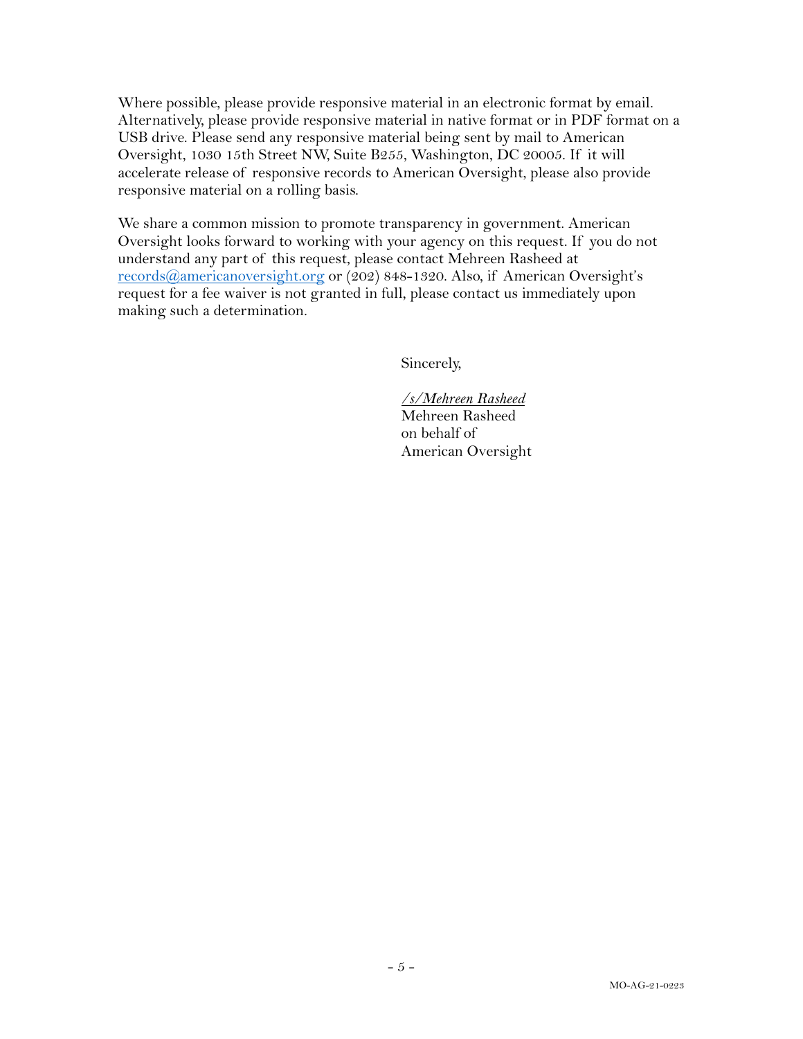Where possible, please provide responsive material in an electronic format by email. Alternatively, please provide responsive material in native format or in PDF format on a USB drive. Please send any responsive material being sent by mail to American Oversight, 1030 15th Street NW, Suite B255, Washington, DC 20005. If it will accelerate release of responsive records to American Oversight, please also provide responsive material on a rolling basis.

We share a common mission to promote transparency in government. American Oversight looks forward to working with your agency on this request. If you do not understand any part of this request, please contact Mehreen Rasheed at records@americanoversight.org or (202) 848-1320. Also, if American Oversight's request for a fee waiver is not granted in full, please contact us immediately upon making such a determination.

Sincerely,

*/s/Mehreen Rasheed*
Mehreen Rasheed
on behalf of
American Oversight

MO-AG-21-0223